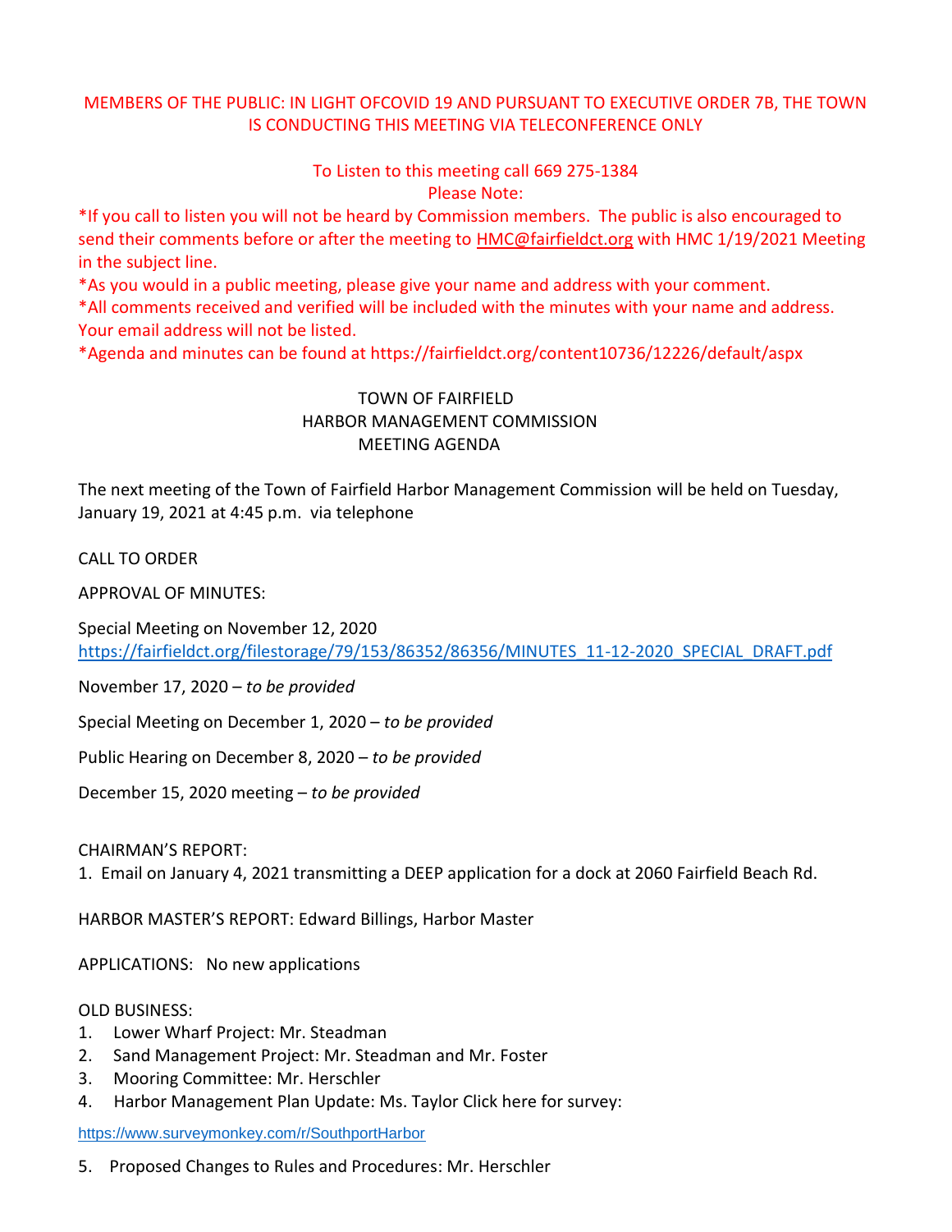MEMBERS OF THE PUBLIC: IN LIGHT OFCOVID 19 AND PURSUANT TO EXECUTIVE ORDER 7B, THE TOWN IS CONDUCTING THIS MEETING VIA TELECONFERENCE ONLY

To Listen to this meeting call 669 275-1384

Please Note:

*If you call to listen you will not be heard by Commission members. The public is also encouraged to send their comments before or after the meeting to HMC@fairfieldct.org with HMC 1/19/2021 Meeting in the subject line.

*As you would in a public meeting, please give your name and address with your comment.

*All comments received and verified will be included with the minutes with your name and address. Your email address will not be listed.

*Agenda and minutes can be found at https://fairfieldct.org/content10736/12226/default/aspx

# TOWN OF FAIRFIELD
# HARBOR MANAGEMENT COMMISSION
# MEETING AGENDA

The next meeting of the Town of Fairfield Harbor Management Commission will be held on Tuesday, January 19, 2021 at 4:45 p.m. via telephone

CALL TO ORDER

APPROVAL OF MINUTES:

Special Meeting on November 12, 2020
https://fairfieldct.org/filestorage/79/153/86352/86356/MINUTES_11-12-2020_SPECIAL_DRAFT.pdf

November 17, 2020 – *to be provided*

Special Meeting on December 1, 2020 – *to be provided*

Public Hearing on December 8, 2020 – *to be provided*

December 15, 2020 meeting – *to be provided*

CHAIRMAN'S REPORT:

1. Email on January 4, 2021 transmitting a DEEP application for a dock at 2060 Fairfield Beach Rd.

HARBOR MASTER'S REPORT: Edward Billings, Harbor Master

APPLICATIONS: No new applications

OLD BUSINESS:

1. Lower Wharf Project: Mr. Steadman
2. Sand Management Project: Mr. Steadman and Mr. Foster
3. Mooring Committee: Mr. Herschler
4. Harbor Management Plan Update: Ms. Taylor Click here for survey:

https://www.surveymonkey.com/r/SouthportHarbor

5. Proposed Changes to Rules and Procedures: Mr. Herschler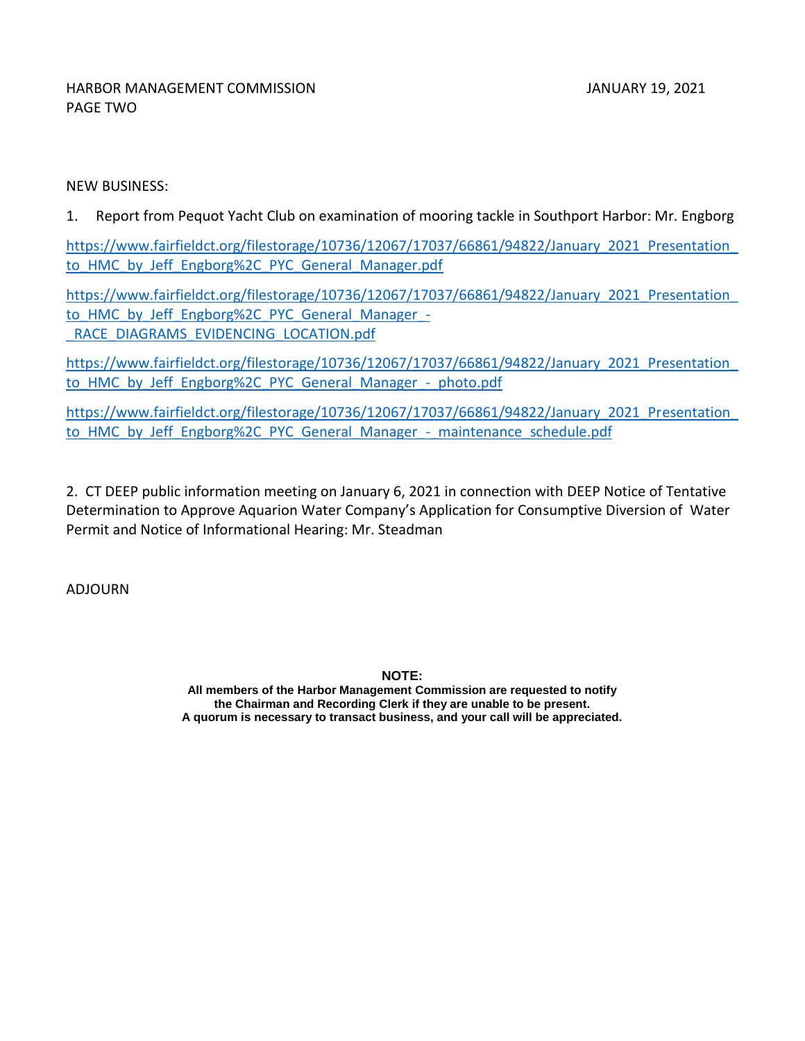NEW BUSINESS:

1. Report from Pequot Yacht Club on examination of mooring tackle in Southport Harbor: Mr. Engborg

https://www.fairfieldct.org/filestorage/10736/12067/17037/66861/94822/January_2021_Presentation_to_HMC_by_Jeff_Engborg%2C_PYC_General_Manager.pdf

https://www.fairfieldct.org/filestorage/10736/12067/17037/66861/94822/January_2021_Presentation_to_HMC_by_Jeff_Engborg%2C_PYC_General_Manager_-_RACE_DIAGRAMS_EVIDENCING_LOCATION.pdf

https://www.fairfieldct.org/filestorage/10736/12067/17037/66861/94822/January_2021_Presentation_to_HMC_by_Jeff_Engborg%2C_PYC_General_Manager_-_photo.pdf

https://www.fairfieldct.org/filestorage/10736/12067/17037/66861/94822/January_2021_Presentation_to_HMC_by_Jeff_Engborg%2C_PYC_General_Manager_-_maintenance_schedule.pdf

2. CT DEEP public information meeting on January 6, 2021 in connection with DEEP Notice of Tentative Determination to Approve Aquarion Water Company's Application for Consumptive Diversion of Water Permit and Notice of Informational Hearing: Mr. Steadman

ADJOURN

**NOTE:**
**All members of the Harbor Management Commission are requested to notify the Chairman and Recording Clerk if they are unable to be present. A quorum is necessary to transact business, and your call will be appreciated.**